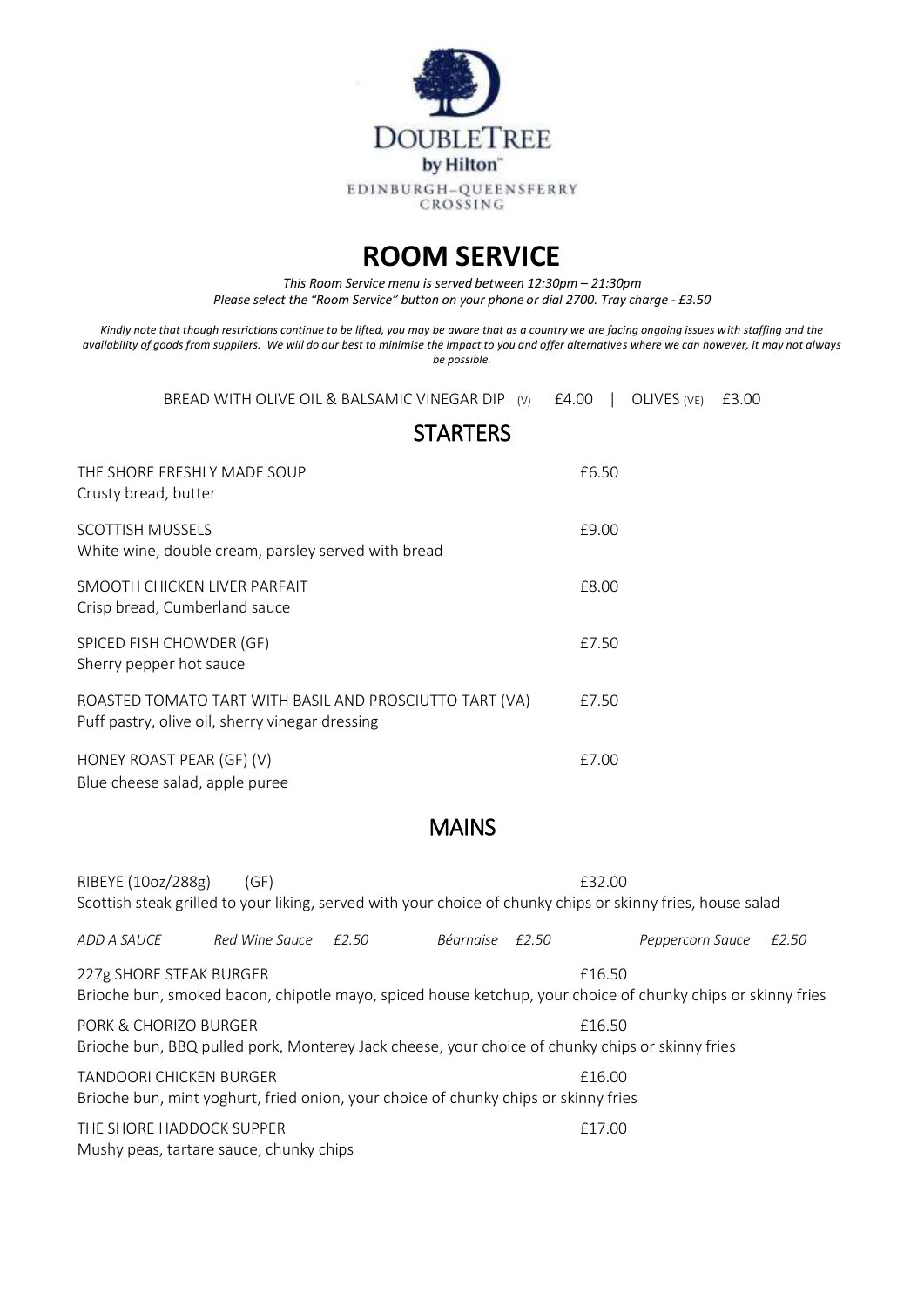DOUBLETREE by Hilton™

EDINBURGH–QUEENSFERRY CROSSING

# ROOM SERVICE

*This Room Service menu is served between 12:30pm – 21:30pm*
*Please select the "Room Service" button on your phone or dial 2700. Tray charge - £3.50*

*Kindly note that though restrictions continue to be lifted, you may be aware that as a country we are facing ongoing issues with staffing and the availability of goods from suppliers. We will do our best to minimise the impact to you and offer alternatives where we can however, it may not always be possible.*

BREAD WITH OLIVE OIL & BALSAMIC VINEGAR DIP (V) £4.00 | OLIVES (VE) £3.00

## STARTERS

THE SHORE FRESHLY MADE SOUP — £6.50
Crusty bread, butter

SCOTTISH MUSSELS — £9.00
White wine, double cream, parsley served with bread

SMOOTH CHICKEN LIVER PARFAIT — £8.00
Crisp bread, Cumberland sauce

SPICED FISH CHOWDER (GF) — £7.50
Sherry pepper hot sauce

ROASTED TOMATO TART WITH BASIL AND PROSCIUTTO TART (VA) — £7.50
Puff pastry, olive oil, sherry vinegar dressing

HONEY ROAST PEAR (GF) (V) — £7.00
Blue cheese salad, apple puree

## MAINS

RIBEYE (10oz/288g) (GF) — £32.00
Scottish steak grilled to your liking, served with your choice of chunky chips or skinny fries, house salad

*ADD A SAUCE — Red Wine Sauce £2.50 — Béarnaise £2.50 — Peppercorn Sauce £2.50*

227g SHORE STEAK BURGER — £16.50
Brioche bun, smoked bacon, chipotle mayo, spiced house ketchup, your choice of chunky chips or skinny fries

PORK & CHORIZO BURGER — £16.50
Brioche bun, BBQ pulled pork, Monterey Jack cheese, your choice of chunky chips or skinny fries

TANDOORI CHICKEN BURGER — £16.00
Brioche bun, mint yoghurt, fried onion, your choice of chunky chips or skinny fries

THE SHORE HADDOCK SUPPER — £17.00
Mushy peas, tartare sauce, chunky chips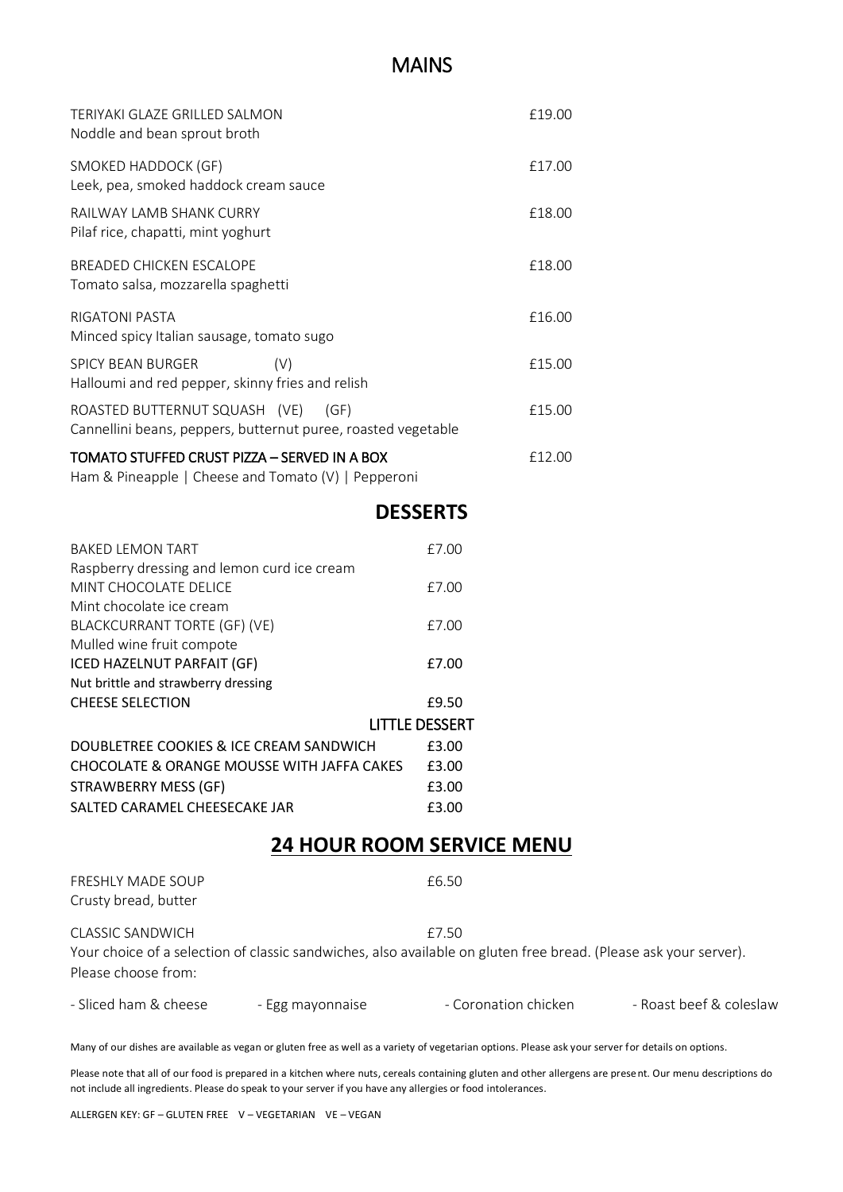# MAINS

| | |
|---|---|
| TERIYAKI GLAZE GRILLED SALMON<br>Noddle and bean sprout broth | £19.00 |
| SMOKED HADDOCK (GF)<br>Leek, pea, smoked haddock cream sauce | £17.00 |
| RAILWAY LAMB SHANK CURRY<br>Pilaf rice, chapatti, mint yoghurt | £18.00 |
| BREADED CHICKEN ESCALOPE<br>Tomato salsa, mozzarella spaghetti | £18.00 |
| RIGATONI PASTA<br>Minced spicy Italian sausage, tomato sugo | £16.00 |
| SPICY BEAN BURGER (V)<br>Halloumi and red pepper, skinny fries and relish | £15.00 |
| ROASTED BUTTERNUT SQUASH (VE) (GF)<br>Cannellini beans, peppers, butternut puree, roasted vegetable | £15.00 |
| **TOMATO STUFFED CRUST PIZZA – SERVED IN A BOX**<br>Ham & Pineapple \| Cheese and Tomato (V) \| Pepperoni | £12.00 |

## DESSERTS

| | |
|---|---|
| BAKED LEMON TART<br>Raspberry dressing and lemon curd ice cream | £7.00 |
| MINT CHOCOLATE DELICE<br>Mint chocolate ice cream | £7.00 |
| BLACKCURRANT TORTE (GF) (VE)<br>Mulled wine fruit compote | £7.00 |
| ICED HAZELNUT PARFAIT (GF)<br>Nut brittle and strawberry dressing | £7.00 |
| CHEESE SELECTION | £9.50 |

### LITTLE DESSERT

| | |
|---|---|
| DOUBLETREE COOKIES & ICE CREAM SANDWICH | £3.00 |
| CHOCOLATE & ORANGE MOUSSE WITH JAFFA CAKES | £3.00 |
| STRAWBERRY MESS (GF) | £3.00 |
| SALTED CARAMEL CHEESECAKE JAR | £3.00 |

## 24 HOUR ROOM SERVICE MENU

FRESHLY MADE SOUP £6.50
Crusty bread, butter

CLASSIC SANDWICH £7.50
Your choice of a selection of classic sandwiches, also available on gluten free bread. (Please ask your server).
Please choose from:

- Sliced ham & cheese
- Egg mayonnaise
- Coronation chicken
- Roast beef & coleslaw

Many of our dishes are available as vegan or gluten free as well as a variety of vegetarian options. Please ask your server for details on options.

Please note that all of our food is prepared in a kitchen where nuts, cereals containing gluten and other allergens are present. Our menu descriptions do not include all ingredients. Please do speak to your server if you have any allergies or food intolerances.

ALLERGEN KEY: GF – GLUTEN FREE V – VEGETARIAN VE – VEGAN